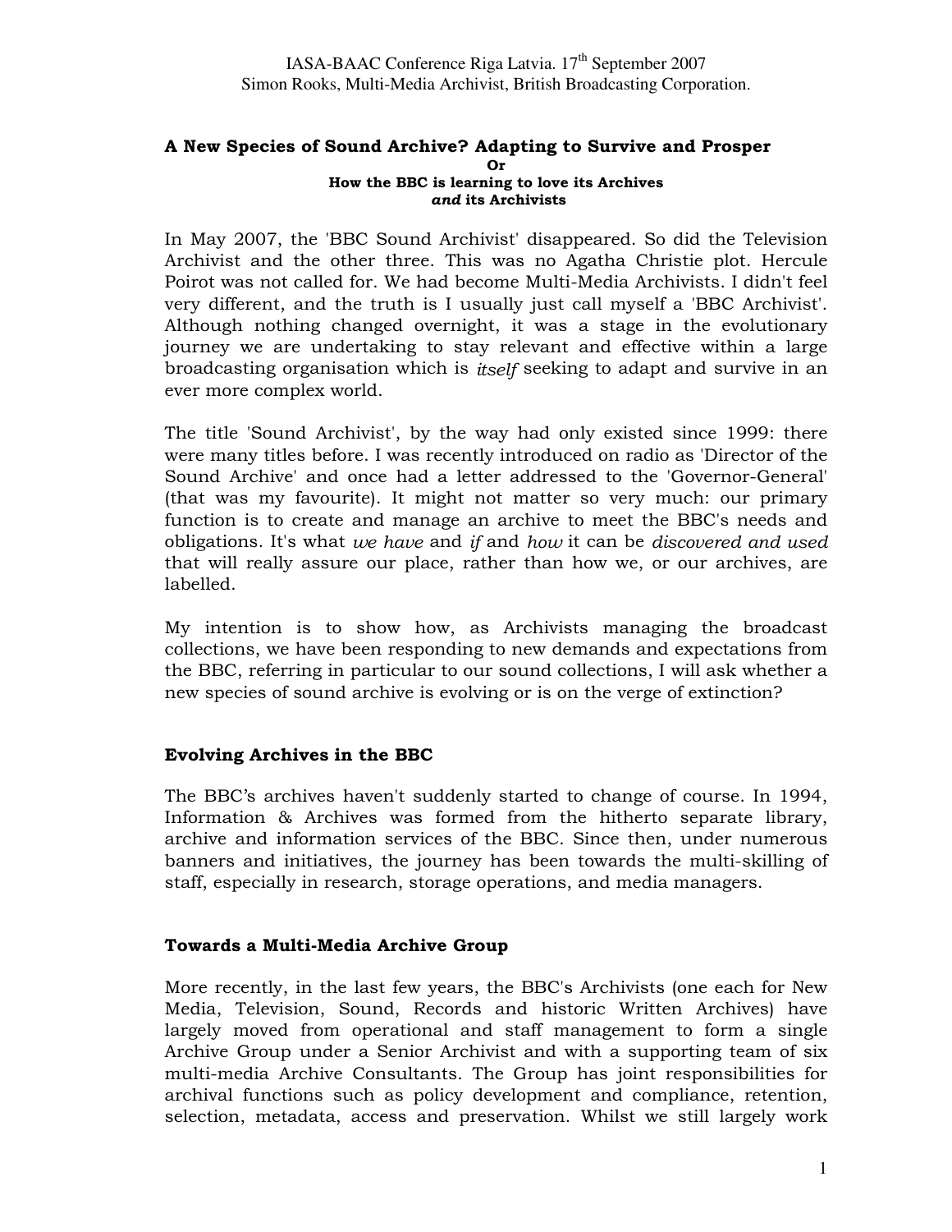IASA-BAAC Conference Riga Latvia. 17th September 2007
Simon Rooks, Multi-Media Archivist, British Broadcasting Corporation.

# A New Species of Sound Archive? Adapting to Survive and Prosper

**Or**

**How the BBC is learning to love its Archives *and* its Archivists**

In May 2007, the 'BBC Sound Archivist' disappeared. So did the Television Archivist and the other three. This was no Agatha Christie plot. Hercule Poirot was not called for. We had become Multi-Media Archivists. I didn't feel very different, and the truth is I usually just call myself a 'BBC Archivist'. Although nothing changed overnight, it was a stage in the evolutionary journey we are undertaking to stay relevant and effective within a large broadcasting organisation which is *itself* seeking to adapt and survive in an ever more complex world.

The title 'Sound Archivist', by the way had only existed since 1999: there were many titles before. I was recently introduced on radio as 'Director of the Sound Archive' and once had a letter addressed to the 'Governor-General' (that was my favourite). It might not matter so very much: our primary function is to create and manage an archive to meet the BBC's needs and obligations. It's what *we have* and *if* and *how* it can be *discovered and used* that will really assure our place, rather than how we, or our archives, are labelled.

My intention is to show how, as Archivists managing the broadcast collections, we have been responding to new demands and expectations from the BBC, referring in particular to our sound collections, I will ask whether a new species of sound archive is evolving or is on the verge of extinction?

## Evolving Archives in the BBC

The BBC's archives haven't suddenly started to change of course. In 1994, Information & Archives was formed from the hitherto separate library, archive and information services of the BBC. Since then, under numerous banners and initiatives, the journey has been towards the multi-skilling of staff, especially in research, storage operations, and media managers.

## Towards a Multi-Media Archive Group

More recently, in the last few years, the BBC's Archivists (one each for New Media, Television, Sound, Records and historic Written Archives) have largely moved from operational and staff management to form a single Archive Group under a Senior Archivist and with a supporting team of six multi-media Archive Consultants. The Group has joint responsibilities for archival functions such as policy development and compliance, retention, selection, metadata, access and preservation. Whilst we still largely work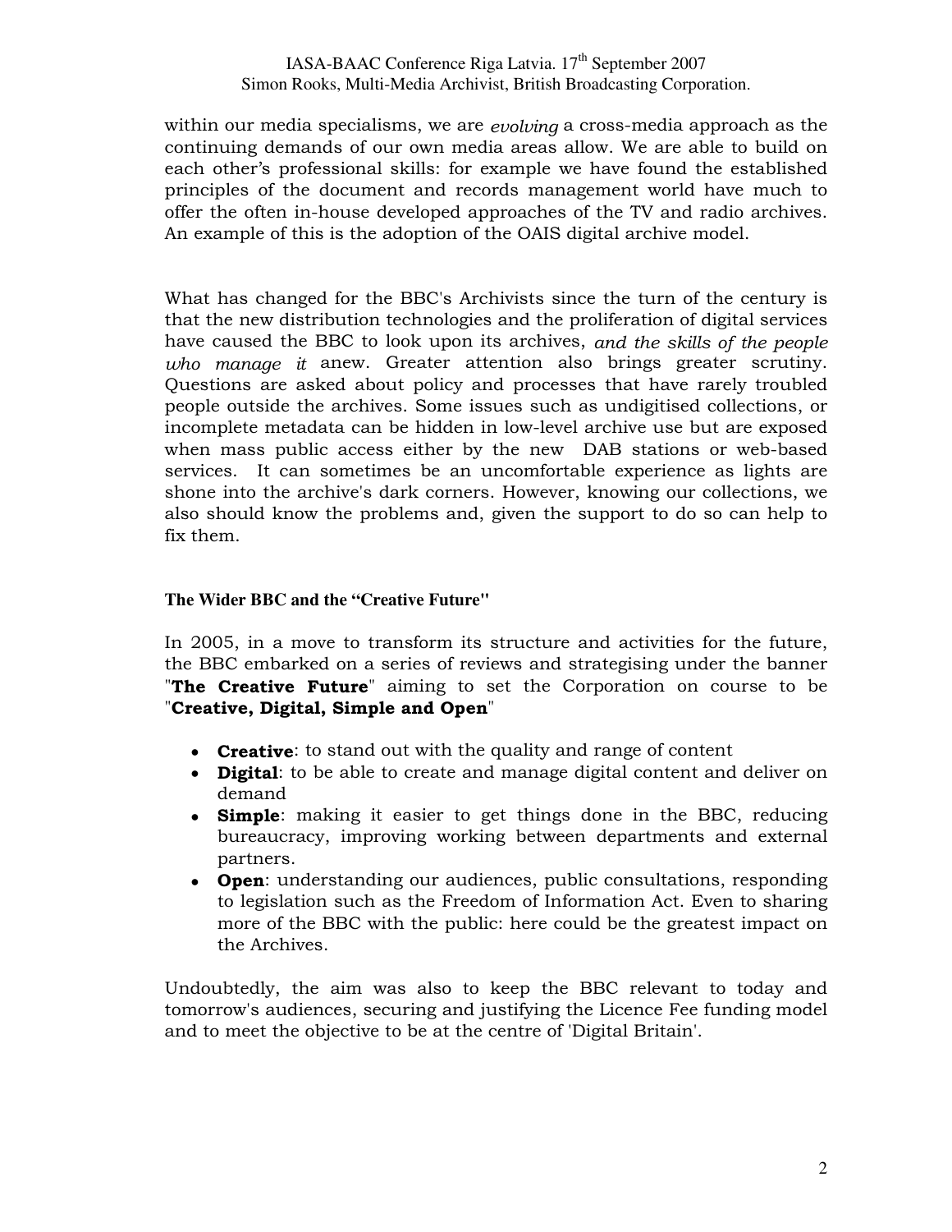within our media specialisms, we are *evolving* a cross-media approach as the continuing demands of our own media areas allow. We are able to build on each other's professional skills: for example we have found the established principles of the document and records management world have much to offer the often in-house developed approaches of the TV and radio archives. An example of this is the adoption of the OAIS digital archive model.

What has changed for the BBC's Archivists since the turn of the century is that the new distribution technologies and the proliferation of digital services have caused the BBC to look upon its archives, *and the skills of the people who manage it* anew. Greater attention also brings greater scrutiny. Questions are asked about policy and processes that have rarely troubled people outside the archives. Some issues such as undigitised collections, or incomplete metadata can be hidden in low-level archive use but are exposed when mass public access either by the new DAB stations or web-based services. It can sometimes be an uncomfortable experience as lights are shone into the archive's dark corners. However, knowing our collections, we also should know the problems and, given the support to do so can help to fix them.

### The Wider BBC and the "Creative Future"

In 2005, in a move to transform its structure and activities for the future, the BBC embarked on a series of reviews and strategising under the banner "**The Creative Future**" aiming to set the Corporation on course to be "**Creative, Digital, Simple and Open**"

- **Creative**: to stand out with the quality and range of content
- **Digital**: to be able to create and manage digital content and deliver on demand
- **Simple**: making it easier to get things done in the BBC, reducing bureaucracy, improving working between departments and external partners.
- **Open**: understanding our audiences, public consultations, responding to legislation such as the Freedom of Information Act. Even to sharing more of the BBC with the public: here could be the greatest impact on the Archives.

Undoubtedly, the aim was also to keep the BBC relevant to today and tomorrow's audiences, securing and justifying the Licence Fee funding model and to meet the objective to be at the centre of 'Digital Britain'.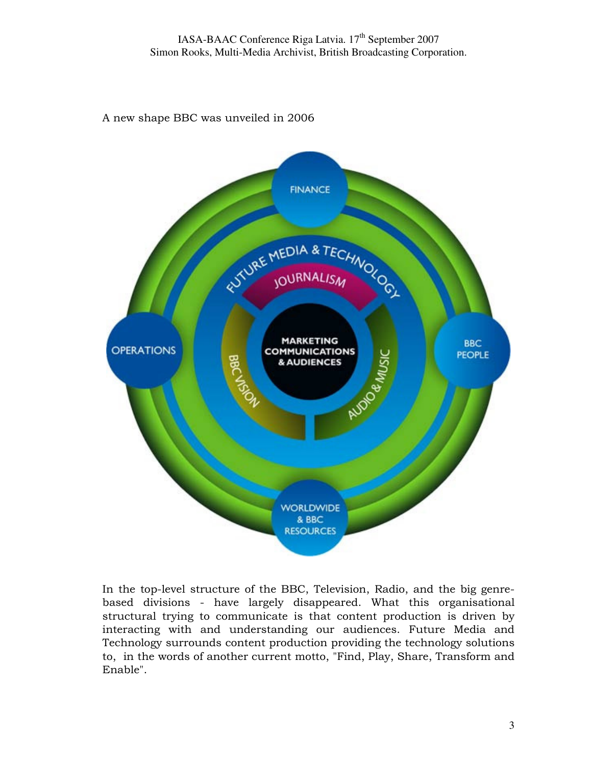A new shape BBC was unveiled in 2006

In the top-level structure of the BBC, Television, Radio, and the big genre-based divisions - have largely disappeared. What this organisational structural trying to communicate is that content production is driven by interacting with and understanding our audiences. Future Media and Technology surrounds content production providing the technology solutions to, in the words of another current motto, "Find, Play, Share, Transform and Enable".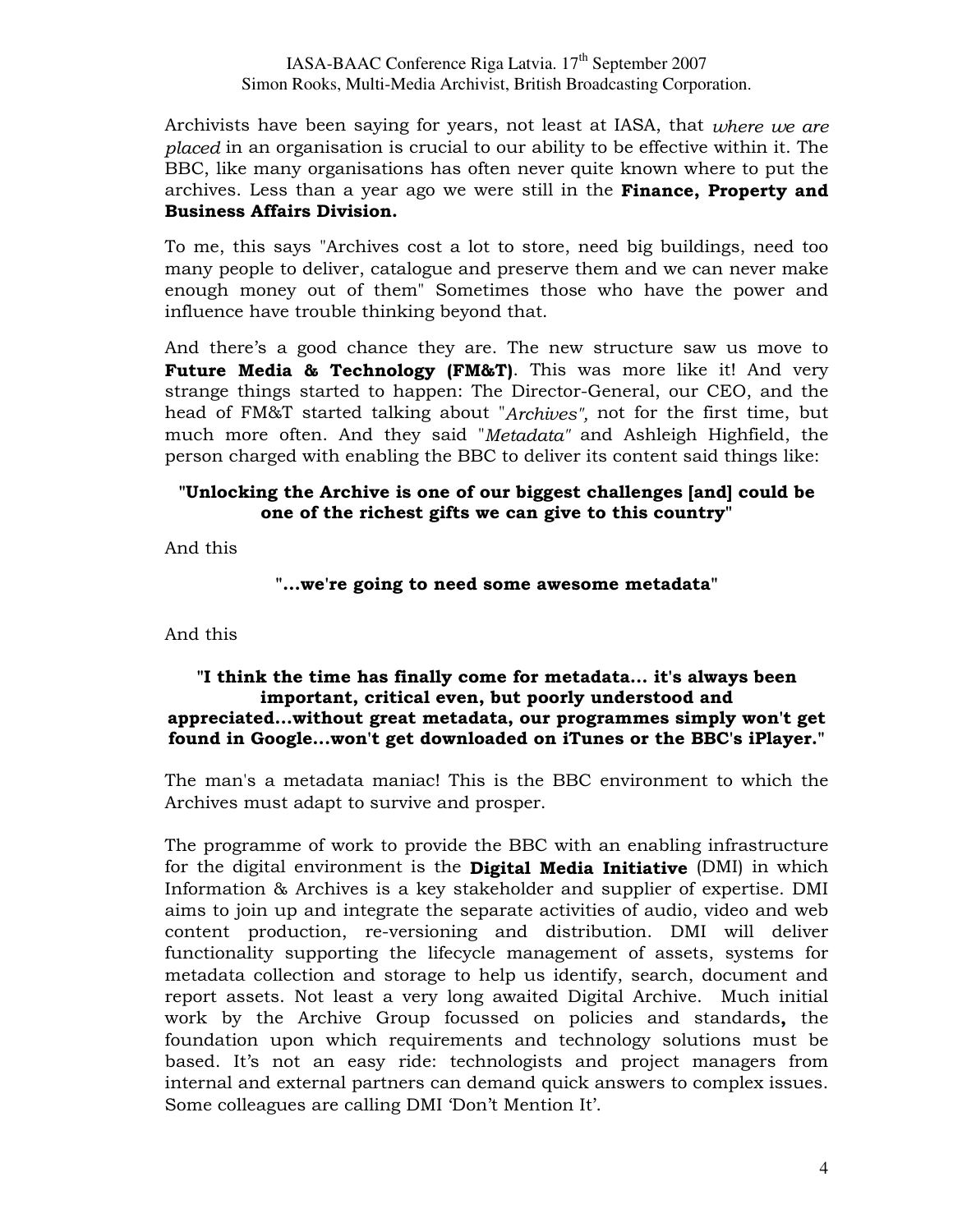Archivists have been saying for years, not least at IASA, that *where we are placed* in an organisation is crucial to our ability to be effective within it. The BBC, like many organisations has often never quite known where to put the archives. Less than a year ago we were still in the **Finance, Property and Business Affairs Division.**

To me, this says "Archives cost a lot to store, need big buildings, need too many people to deliver, catalogue and preserve them and we can never make enough money out of them" Sometimes those who have the power and influence have trouble thinking beyond that.

And there's a good chance they are. The new structure saw us move to **Future Media & Technology (FM&T)**. This was more like it! And very strange things started to happen: The Director-General, our CEO, and the head of FM&T started talking about "*Archives",* not for the first time, but much more often. And they said "*Metadata"* and Ashleigh Highfield, the person charged with enabling the BBC to deliver its content said things like:

**"Unlocking the Archive is one of our biggest challenges [and] could be one of the richest gifts we can give to this country"**

And this

**"...we're going to need some awesome metadata"**

And this

**"I think the time has finally come for metadata... it's always been important, critical even, but poorly understood and appreciated...without great metadata, our programmes simply won't get found in Google...won't get downloaded on iTunes or the BBC's iPlayer."**

The man's a metadata maniac! This is the BBC environment to which the Archives must adapt to survive and prosper.

The programme of work to provide the BBC with an enabling infrastructure for the digital environment is the **Digital Media Initiative** (DMI) in which Information & Archives is a key stakeholder and supplier of expertise. DMI aims to join up and integrate the separate activities of audio, video and web content production, re-versioning and distribution. DMI will deliver functionality supporting the lifecycle management of assets, systems for metadata collection and storage to help us identify, search, document and report assets. Not least a very long awaited Digital Archive. Much initial work by the Archive Group focussed on policies and standards**,** the foundation upon which requirements and technology solutions must be based. It's not an easy ride: technologists and project managers from internal and external partners can demand quick answers to complex issues. Some colleagues are calling DMI 'Don't Mention It'.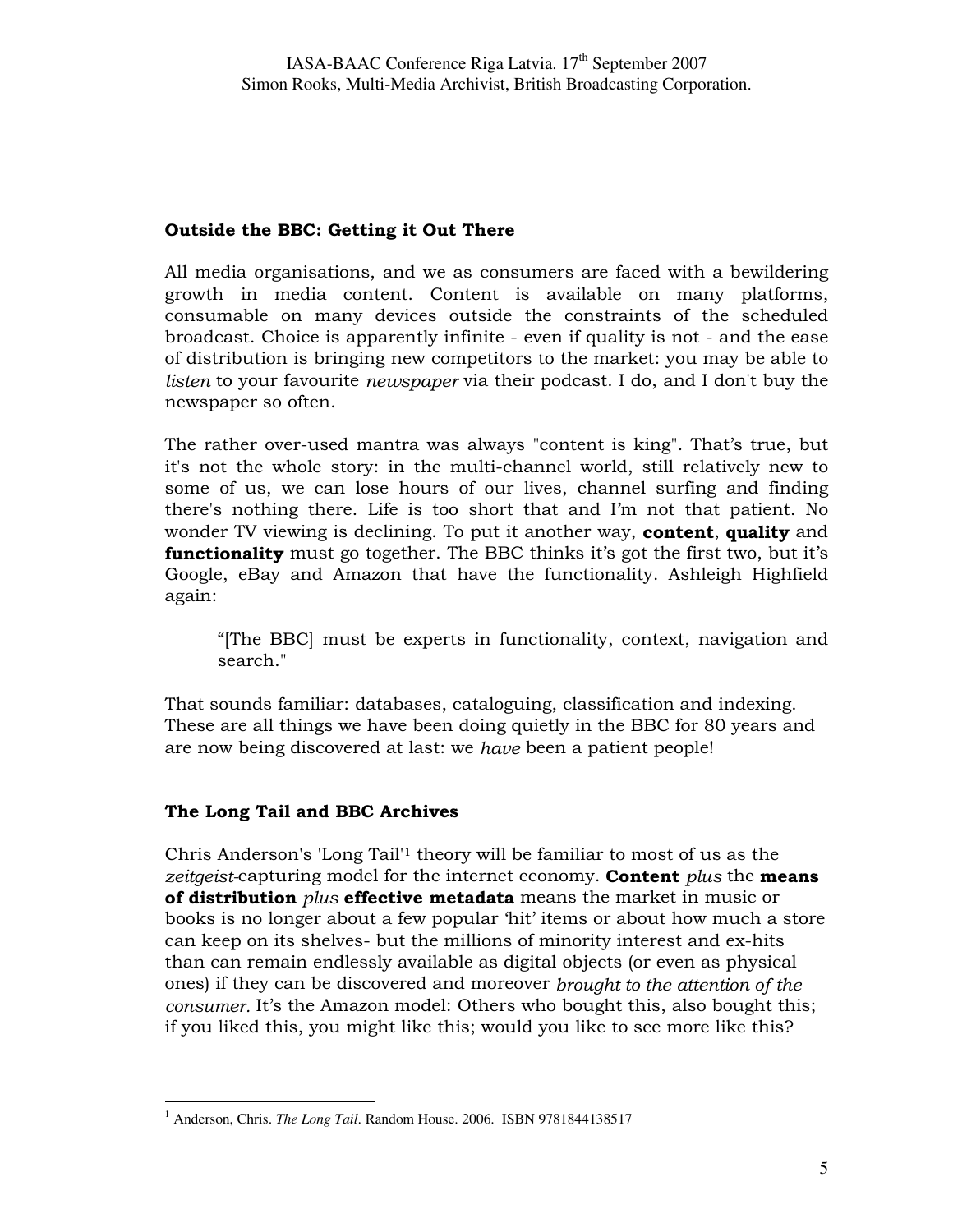## Outside the BBC: Getting it Out There

All media organisations, and we as consumers are faced with a bewildering growth in media content. Content is available on many platforms, consumable on many devices outside the constraints of the scheduled broadcast. Choice is apparently infinite - even if quality is not - and the ease of distribution is bringing new competitors to the market: you may be able to *listen* to your favourite *newspaper* via their podcast. I do, and I don't buy the newspaper so often.

The rather over-used mantra was always "content is king". That's true, but it's not the whole story: in the multi-channel world, still relatively new to some of us, we can lose hours of our lives, channel surfing and finding there's nothing there. Life is too short that and I'm not that patient. No wonder TV viewing is declining. To put it another way, **content**, **quality** and **functionality** must go together. The BBC thinks it's got the first two, but it's Google, eBay and Amazon that have the functionality. Ashleigh Highfield again:

> "[The BBC] must be experts in functionality, context, navigation and search."

That sounds familiar: databases, cataloguing, classification and indexing. These are all things we have been doing quietly in the BBC for 80 years and are now being discovered at last: we *have* been a patient people!

## The Long Tail and BBC Archives

Chris Anderson's 'Long Tail'[1] theory will be familiar to most of us as the *zeitgeist*-capturing model for the internet economy. **Content** *plus* the **means of distribution** *plus* **effective metadata** means the market in music or books is no longer about a few popular 'hit' items or about how much a store can keep on its shelves- but the millions of minority interest and ex-hits than can remain endlessly available as digital objects (or even as physical ones) if they can be discovered and moreover *brought to the attention of the consumer.* It's the Amazon model: Others who bought this, also bought this; if you liked this, you might like this; would you like to see more like this?

---

[1] Anderson, Chris. *The Long Tail*. Random House. 2006. ISBN 9781844138517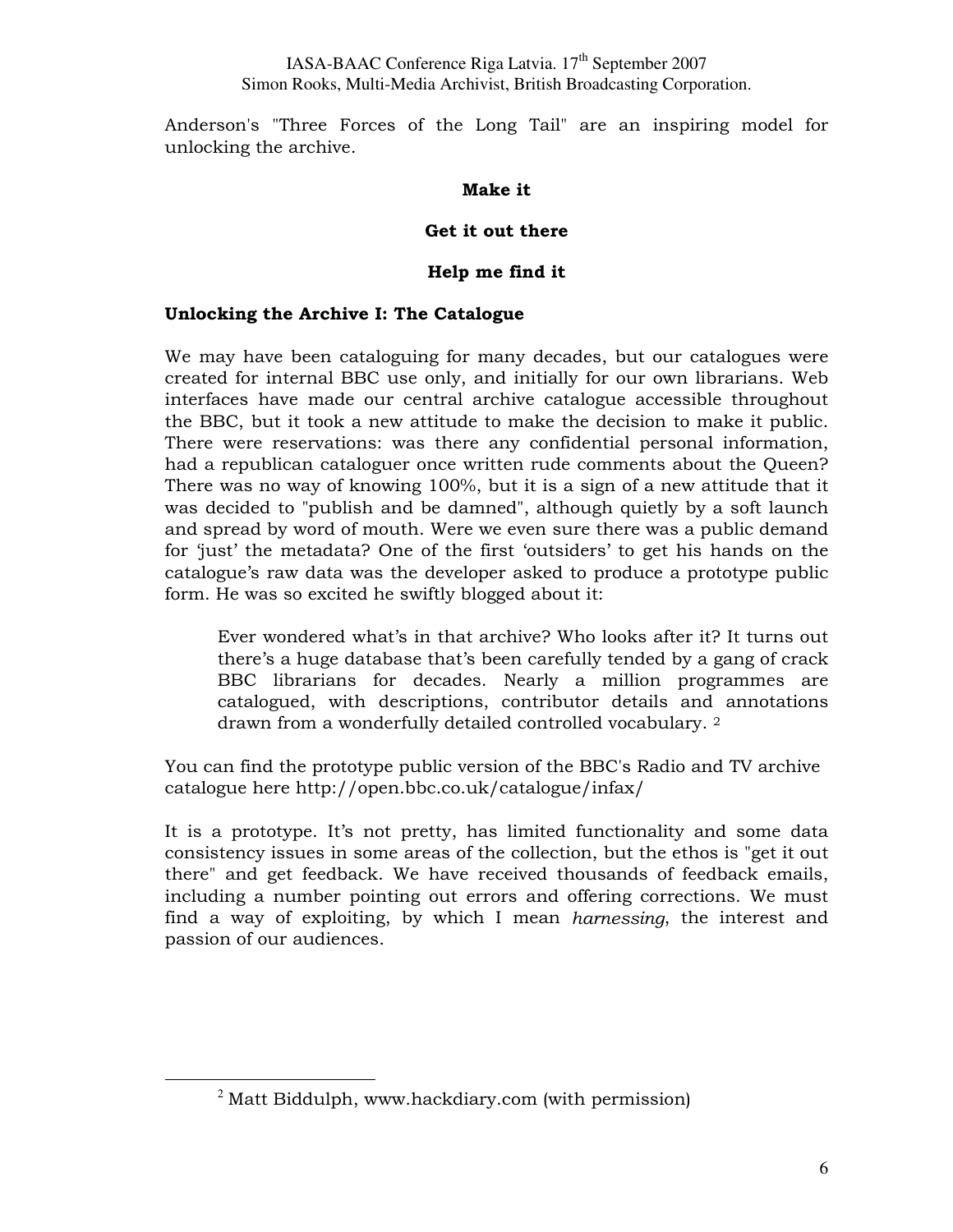Anderson's "Three Forces of the Long Tail" are an inspiring model for unlocking the archive.

**Make it**

**Get it out there**

**Help me find it**

## Unlocking the Archive I: The Catalogue

We may have been cataloguing for many decades, but our catalogues were created for internal BBC use only, and initially for our own librarians. Web interfaces have made our central archive catalogue accessible throughout the BBC, but it took a new attitude to make the decision to make it public. There were reservations: was there any confidential personal information, had a republican cataloguer once written rude comments about the Queen? There was no way of knowing 100%, but it is a sign of a new attitude that it was decided to "publish and be damned", although quietly by a soft launch and spread by word of mouth. Were we even sure there was a public demand for 'just' the metadata? One of the first 'outsiders' to get his hands on the catalogue's raw data was the developer asked to produce a prototype public form. He was so excited he swiftly blogged about it:

> Ever wondered what's in that archive? Who looks after it? It turns out there's a huge database that's been carefully tended by a gang of crack BBC librarians for decades. Nearly a million programmes are catalogued, with descriptions, contributor details and annotations drawn from a wonderfully detailed controlled vocabulary. [2]

You can find the prototype public version of the BBC's Radio and TV archive catalogue here http://open.bbc.co.uk/catalogue/infax/

It is a prototype. It's not pretty, has limited functionality and some data consistency issues in some areas of the collection, but the ethos is "get it out there" and get feedback. We have received thousands of feedback emails, including a number pointing out errors and offering corrections. We must find a way of exploiting, by which I mean *harnessing*, the interest and passion of our audiences.

---

[2] Matt Biddulph, www.hackdiary.com (with permission)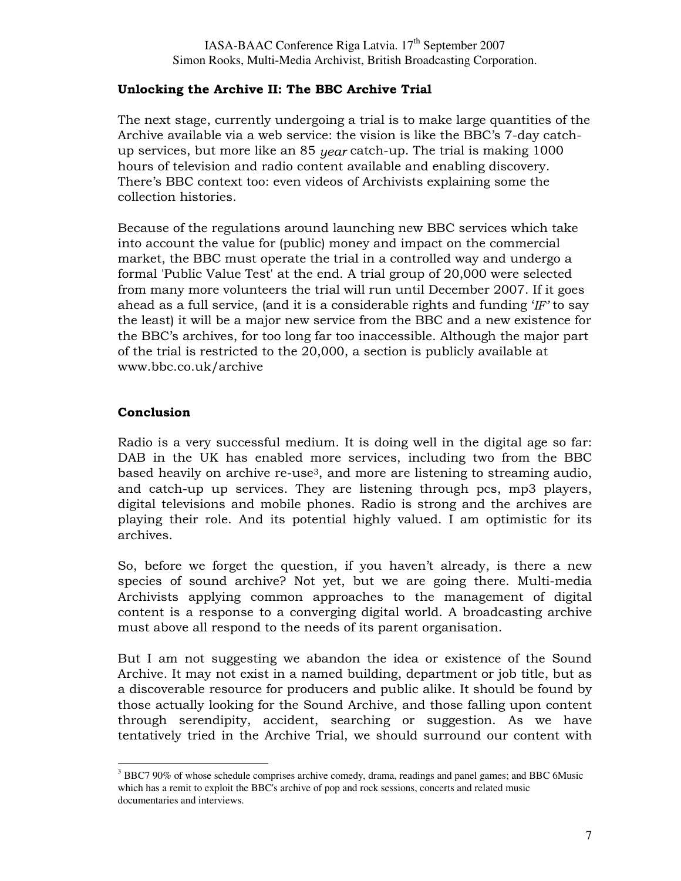## Unlocking the Archive II: The BBC Archive Trial

The next stage, currently undergoing a trial is to make large quantities of the Archive available via a web service: the vision is like the BBC's 7-day catch-up services, but more like an 85 *year* catch-up. The trial is making 1000 hours of television and radio content available and enabling discovery. There's BBC context too: even videos of Archivists explaining some the collection histories.

Because of the regulations around launching new BBC services which take into account the value for (public) money and impact on the commercial market, the BBC must operate the trial in a controlled way and undergo a formal 'Public Value Test' at the end. A trial group of 20,000 were selected from many more volunteers the trial will run until December 2007. If it goes ahead as a full service, (and it is a considerable rights and funding '*IF'* to say the least) it will be a major new service from the BBC and a new existence for the BBC's archives, for too long far too inaccessible. Although the major part of the trial is restricted to the 20,000, a section is publicly available at www.bbc.co.uk/archive

## Conclusion

Radio is a very successful medium. It is doing well in the digital age so far: DAB in the UK has enabled more services, including two from the BBC based heavily on archive re-use[3], and more are listening to streaming audio, and catch-up up services. They are listening through pcs, mp3 players, digital televisions and mobile phones. Radio is strong and the archives are playing their role. And its potential highly valued. I am optimistic for its archives.

So, before we forget the question, if you haven't already, is there a new species of sound archive? Not yet, but we are going there. Multi-media Archivists applying common approaches to the management of digital content is a response to a converging digital world. A broadcasting archive must above all respond to the needs of its parent organisation.

But I am not suggesting we abandon the idea or existence of the Sound Archive. It may not exist in a named building, department or job title, but as a discoverable resource for producers and public alike. It should be found by those actually looking for the Sound Archive, and those falling upon content through serendipity, accident, searching or suggestion. As we have tentatively tried in the Archive Trial, we should surround our content with

[3] BBC7 90% of whose schedule comprises archive comedy, drama, readings and panel games; and BBC 6Music which has a remit to exploit the BBC's archive of pop and rock sessions, concerts and related music documentaries and interviews.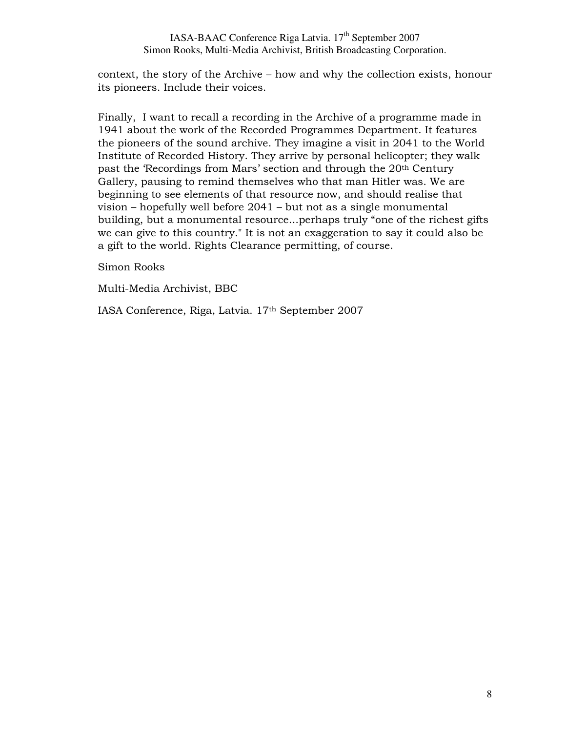context, the story of the Archive – how and why the collection exists, honour its pioneers. Include their voices.

Finally, I want to recall a recording in the Archive of a programme made in 1941 about the work of the Recorded Programmes Department. It features the pioneers of the sound archive. They imagine a visit in 2041 to the World Institute of Recorded History. They arrive by personal helicopter; they walk past the 'Recordings from Mars' section and through the 20th Century Gallery, pausing to remind themselves who that man Hitler was. We are beginning to see elements of that resource now, and should realise that vision – hopefully well before 2041 – but not as a single monumental building, but a monumental resource...perhaps truly "one of the richest gifts we can give to this country." It is not an exaggeration to say it could also be a gift to the world. Rights Clearance permitting, of course.

Simon Rooks

Multi-Media Archivist, BBC

IASA Conference, Riga, Latvia. 17th September 2007